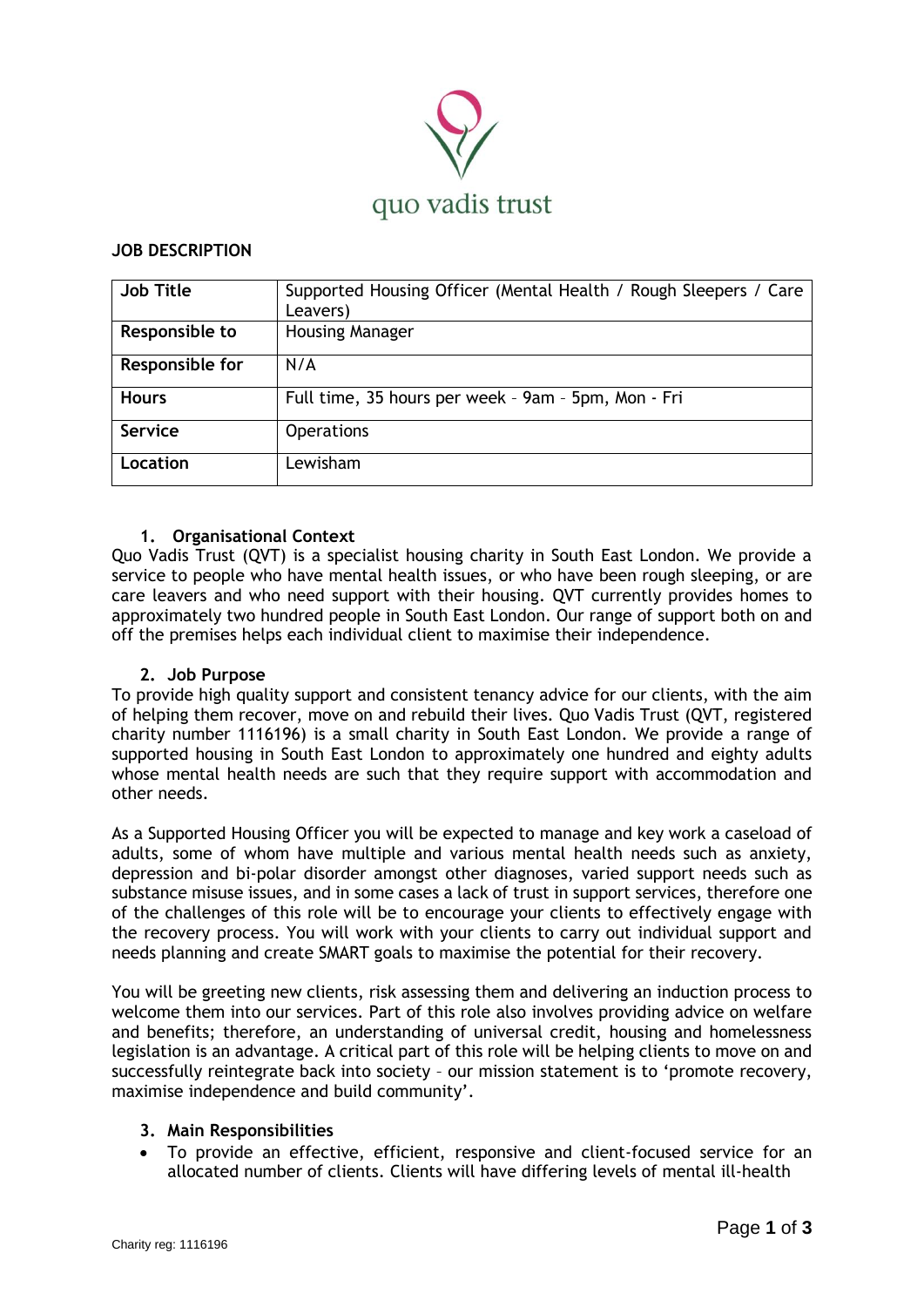quo vadis trust

**JOB DESCRIPTION**

| **Job Title** | Supported Housing Officer (Mental Health / Rough Sleepers / Care Leavers) |
|---|---|
| **Responsible to** | Housing Manager |
| **Responsible for** | N/A |
| **Hours** | Full time, 35 hours per week – 9am – 5pm, Mon - Fri |
| **Service** | Operations |
| **Location** | Lewisham |

## 1. Organisational Context

Quo Vadis Trust (QVT) is a specialist housing charity in South East London. We provide a service to people who have mental health issues, or who have been rough sleeping, or are care leavers and who need support with their housing. QVT currently provides homes to approximately two hundred people in South East London. Our range of support both on and off the premises helps each individual client to maximise their independence.

## 2. Job Purpose

To provide high quality support and consistent tenancy advice for our clients, with the aim of helping them recover, move on and rebuild their lives. Quo Vadis Trust (QVT, registered charity number 1116196) is a small charity in South East London. We provide a range of supported housing in South East London to approximately one hundred and eighty adults whose mental health needs are such that they require support with accommodation and other needs.

As a Supported Housing Officer you will be expected to manage and key work a caseload of adults, some of whom have multiple and various mental health needs such as anxiety, depression and bi-polar disorder amongst other diagnoses, varied support needs such as substance misuse issues, and in some cases a lack of trust in support services, therefore one of the challenges of this role will be to encourage your clients to effectively engage with the recovery process. You will work with your clients to carry out individual support and needs planning and create SMART goals to maximise the potential for their recovery.

You will be greeting new clients, risk assessing them and delivering an induction process to welcome them into our services. Part of this role also involves providing advice on welfare and benefits; therefore, an understanding of universal credit, housing and homelessness legislation is an advantage. A critical part of this role will be helping clients to move on and successfully reintegrate back into society – our mission statement is to 'promote recovery, maximise independence and build community'.

## 3. Main Responsibilities

- To provide an effective, efficient, responsive and client-focused service for an allocated number of clients. Clients will have differing levels of mental ill-health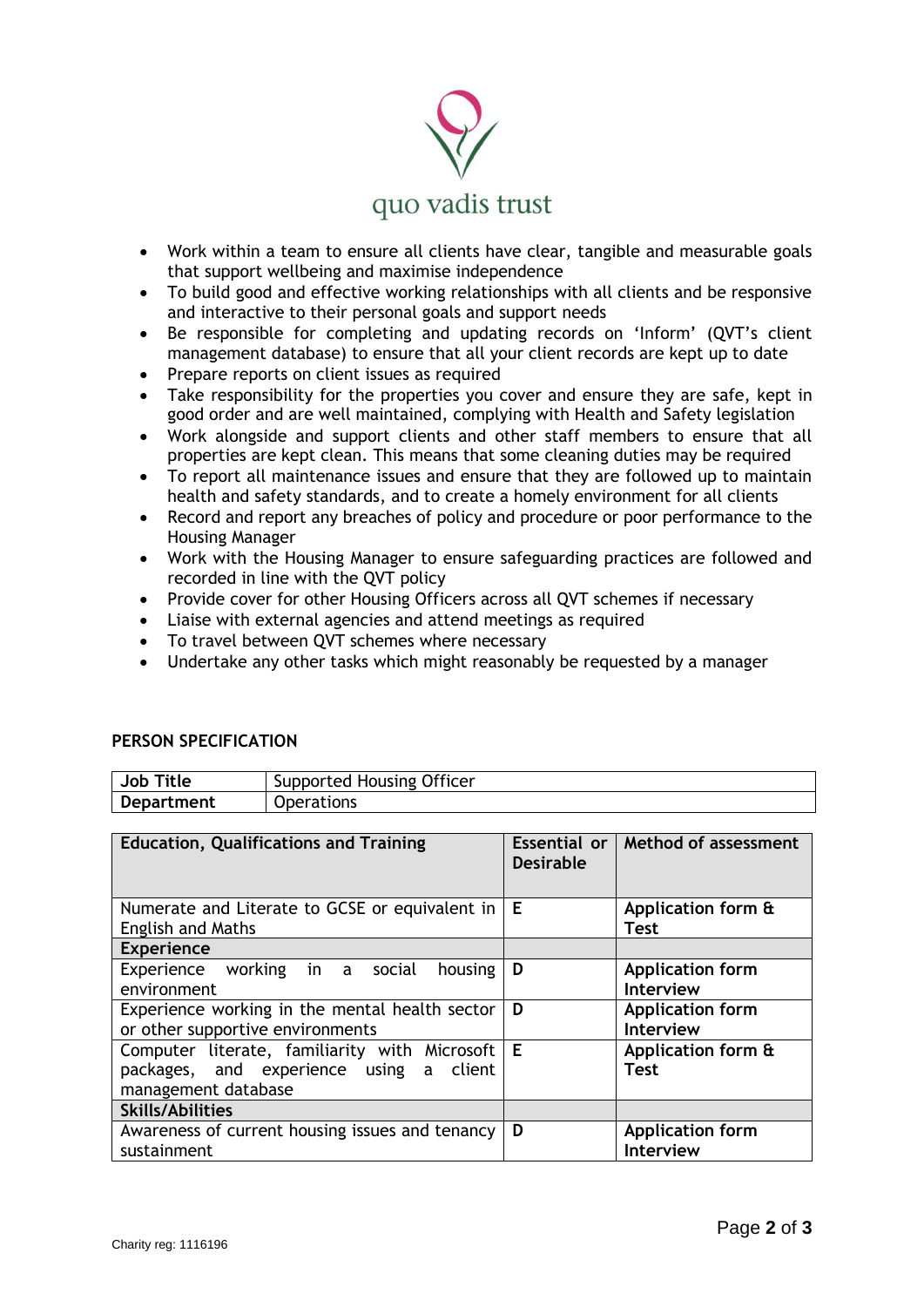- Work within a team to ensure all clients have clear, tangible and measurable goals that support wellbeing and maximise independence
- To build good and effective working relationships with all clients and be responsive and interactive to their personal goals and support needs
- Be responsible for completing and updating records on 'Inform' (QVT's client management database) to ensure that all your client records are kept up to date
- Prepare reports on client issues as required
- Take responsibility for the properties you cover and ensure they are safe, kept in good order and are well maintained, complying with Health and Safety legislation
- Work alongside and support clients and other staff members to ensure that all properties are kept clean. This means that some cleaning duties may be required
- To report all maintenance issues and ensure that they are followed up to maintain health and safety standards, and to create a homely environment for all clients
- Record and report any breaches of policy and procedure or poor performance to the Housing Manager
- Work with the Housing Manager to ensure safeguarding practices are followed and recorded in line with the QVT policy
- Provide cover for other Housing Officers across all QVT schemes if necessary
- Liaise with external agencies and attend meetings as required
- To travel between QVT schemes where necessary
- Undertake any other tasks which might reasonably be requested by a manager

## PERSON SPECIFICATION

| **Job Title** | Supported Housing Officer |
|---|---|
| **Department** | Operations |

| **Education, Qualifications and Training** | **Essential or Desirable** | **Method of assessment** |
|---|---|---|
| Numerate and Literate to GCSE or equivalent in English and Maths | **E** | **Application form & Test** |
| **Experience** | | |
| Experience working in a social housing environment | **D** | **Application form Interview** |
| Experience working in the mental health sector or other supportive environments | **D** | **Application form Interview** |
| Computer literate, familiarity with Microsoft packages, and experience using a client management database | **E** | **Application form & Test** |
| **Skills/Abilities** | | |
| Awareness of current housing issues and tenancy sustainment | **D** | **Application form Interview** |

Charity reg: 1116196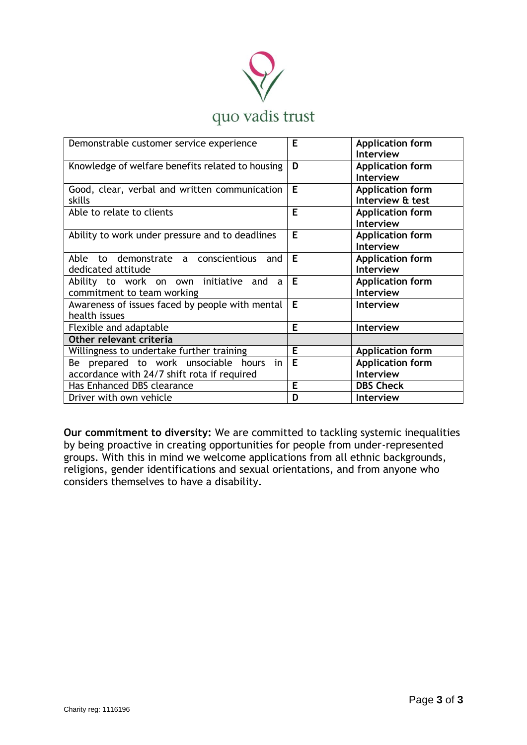quo vadis trust

| | | |
|---|---|---|
| Demonstrable customer service experience | E | **Application form Interview** |
| Knowledge of welfare benefits related to housing | D | **Application form Interview** |
| Good, clear, verbal and written communication skills | E | **Application form Interview & test** |
| Able to relate to clients | E | **Application form Interview** |
| Ability to work under pressure and to deadlines | E | **Application form Interview** |
| Able to demonstrate a conscientious and dedicated attitude | E | **Application form Interview** |
| Ability to work on own initiative and a commitment to team working | E | **Application form Interview** |
| Awareness of issues faced by people with mental health issues | E | **Interview** |
| Flexible and adaptable | E | **Interview** |
| **Other relevant criteria** | | |
| Willingness to undertake further training | E | **Application form** |
| Be prepared to work unsociable hours in accordance with 24/7 shift rota if required | E | **Application form Interview** |
| Has Enhanced DBS clearance | E | **DBS Check** |
| Driver with own vehicle | D | **Interview** |

**Our commitment to diversity:** We are committed to tackling systemic inequalities by being proactive in creating opportunities for people from under-represented groups. With this in mind we welcome applications from all ethnic backgrounds, religions, gender identifications and sexual orientations, and from anyone who considers themselves to have a disability.

Charity reg: 1116196